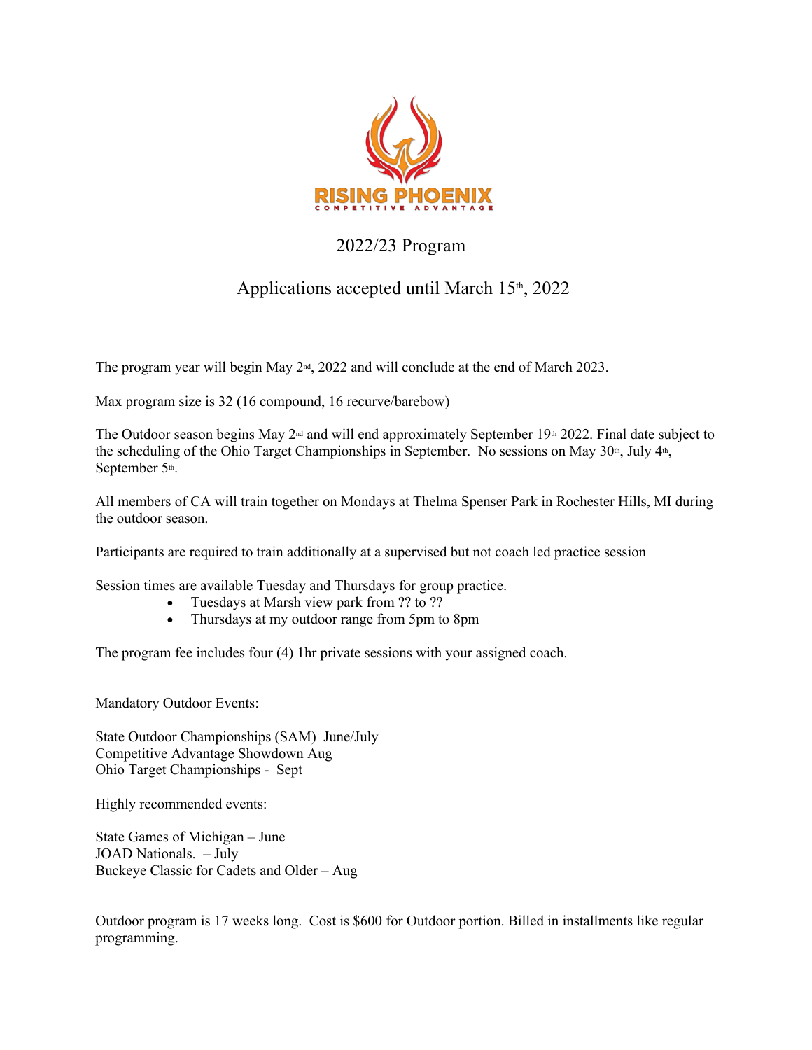RISING PHOENIX
COMPETITIVE ADVANTAGE

# 2022/23 Program

## Applications accepted until March 15th, 2022

The program year will begin May 2nd, 2022 and will conclude at the end of March 2023.

Max program size is 32 (16 compound, 16 recurve/barebow)

The Outdoor season begins May 2nd and will end approximately September 19th 2022. Final date subject to the scheduling of the Ohio Target Championships in September. No sessions on May 30th, July 4th, September 5th.

All members of CA will train together on Mondays at Thelma Spenser Park in Rochester Hills, MI during the outdoor season.

Participants are required to train additionally at a supervised but not coach led practice session

Session times are available Tuesday and Thursdays for group practice.

- Tuesdays at Marsh view park from ?? to ??
- Thursdays at my outdoor range from 5pm to 8pm

The program fee includes four (4) 1hr private sessions with your assigned coach.

Mandatory Outdoor Events:

State Outdoor Championships (SAM) June/July
Competitive Advantage Showdown Aug
Ohio Target Championships - Sept

Highly recommended events:

State Games of Michigan – June
JOAD Nationals. – July
Buckeye Classic for Cadets and Older – Aug

Outdoor program is 17 weeks long. Cost is $600 for Outdoor portion. Billed in installments like regular programming.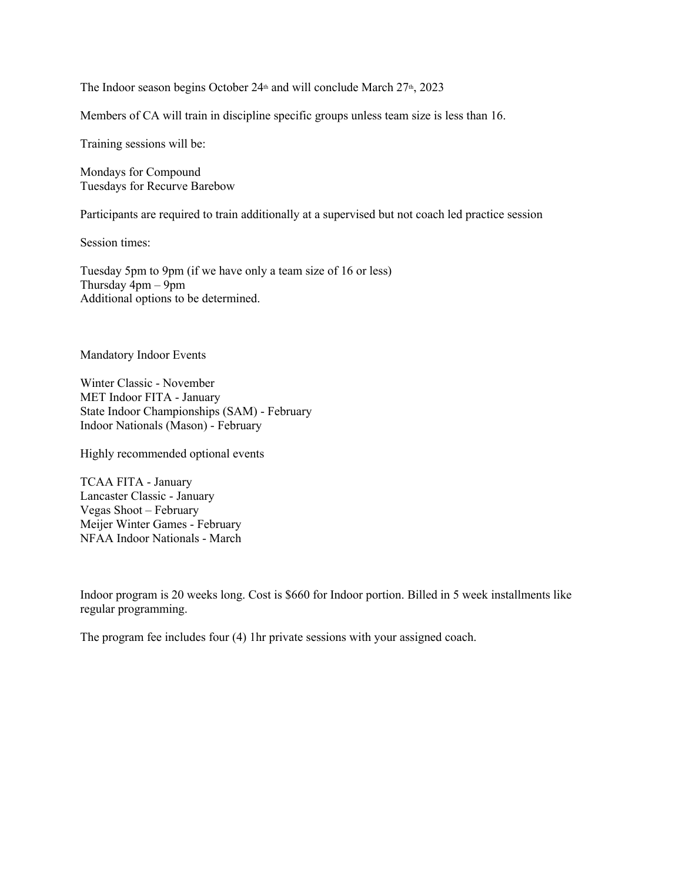The Indoor season begins October 24th and will conclude March 27th, 2023

Members of CA will train in discipline specific groups unless team size is less than 16.

Training sessions will be:

Mondays for Compound
Tuesdays for Recurve Barebow

Participants are required to train additionally at a supervised but not coach led practice session

Session times:

Tuesday 5pm to 9pm (if we have only a team size of 16 or less)
Thursday 4pm – 9pm
Additional options to be determined.

Mandatory Indoor Events

Winter Classic - November
MET Indoor FITA - January
State Indoor Championships (SAM) - February
Indoor Nationals (Mason) - February

Highly recommended optional events

TCAA FITA - January
Lancaster Classic - January
Vegas Shoot – February
Meijer Winter Games - February
NFAA Indoor Nationals - March

Indoor program is 20 weeks long. Cost is $660 for Indoor portion. Billed in 5 week installments like regular programming.

The program fee includes four (4) 1hr private sessions with your assigned coach.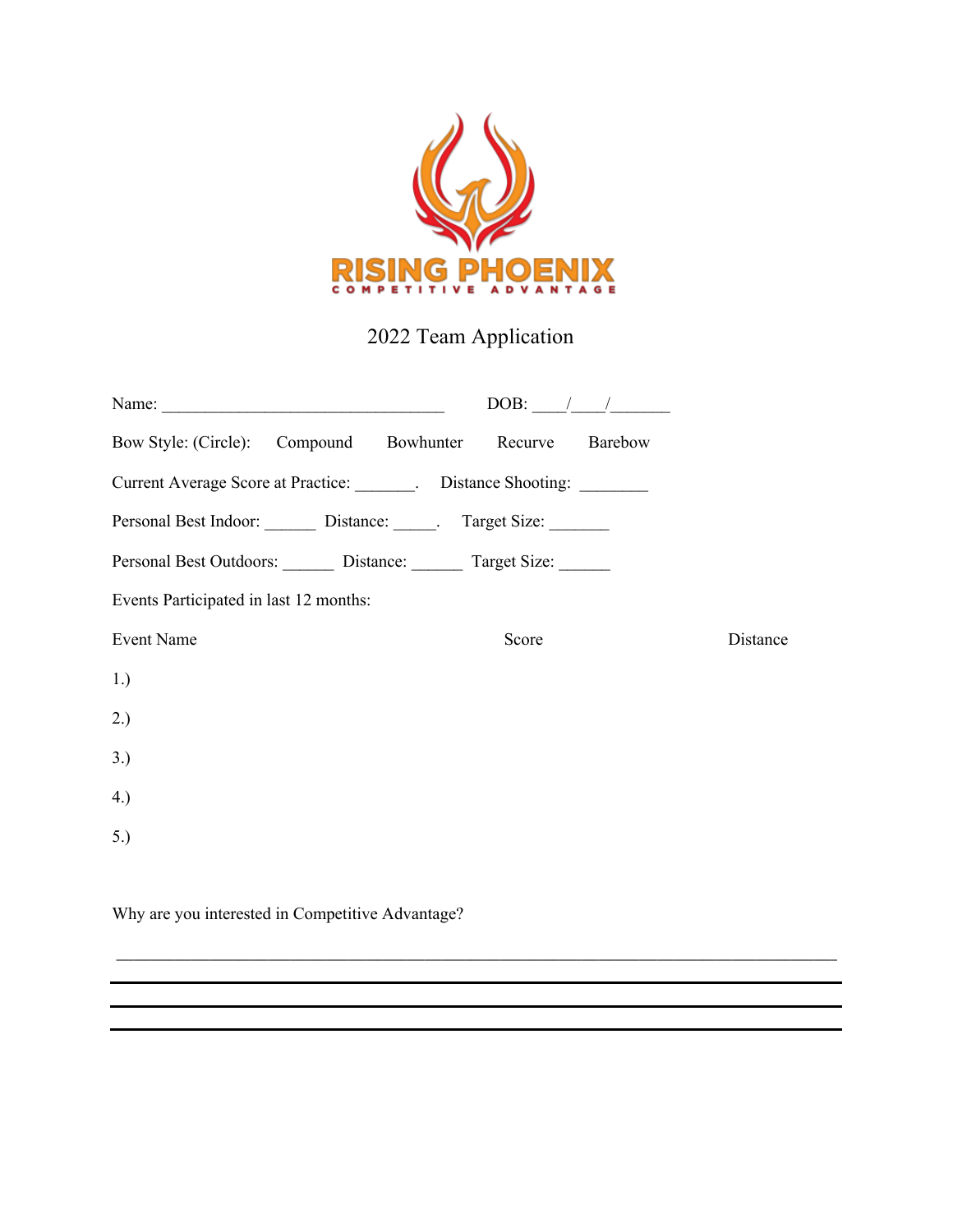RISING PHOENIX
COMPETITIVE ADVANTAGE

# 2022 Team Application

Name: _________________________________ DOB: ____/____/_______

Bow Style: (Circle): Compound Bowhunter Recurve Barebow

Current Average Score at Practice: _______. Distance Shooting: ________

Personal Best Indoor: ______ Distance: _____. Target Size: _______

Personal Best Outdoors: ______ Distance: ______ Target Size: ______

Events Participated in last 12 months:

| Event Name | Score | Distance |
| --- | --- | --- |
| 1.) | | |
| 2.) | | |
| 3.) | | |
| 4.) | | |
| 5.) | | |

Why are you interested in Competitive Advantage?

_____________________________________________________________________________

_____________________________________________________________________________

_____________________________________________________________________________

_____________________________________________________________________________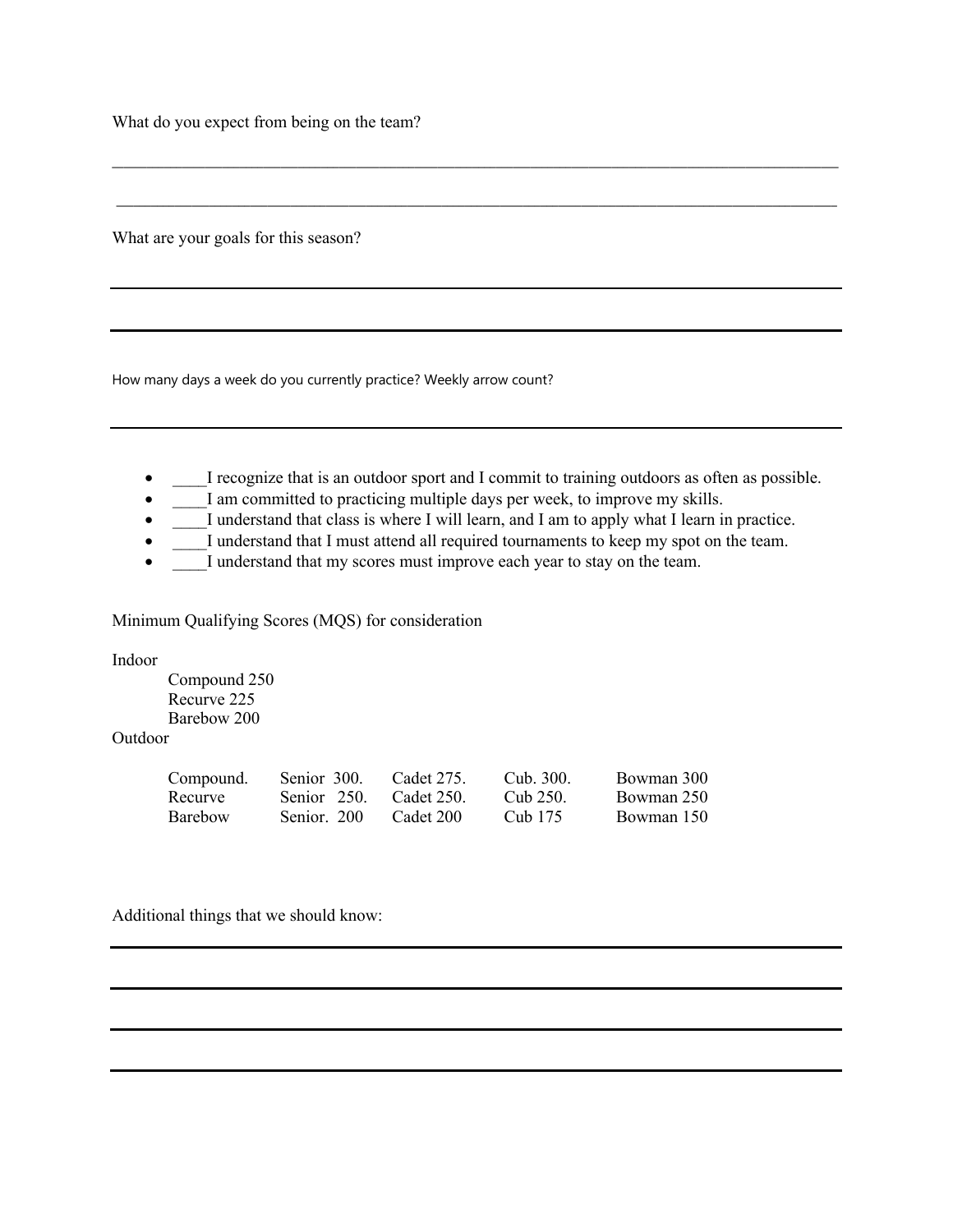What do you expect from being on the team?

_______________________________________________________________________________________

_______________________________________________________________________________________

What are your goals for this season?

_______________________________________________________________________________________

_______________________________________________________________________________________

How many days a week do you currently practice? Weekly arrow count?

_______________________________________________________________________________________

- ____I recognize that is an outdoor sport and I commit to training outdoors as often as possible.
- ____I am committed to practicing multiple days per week, to improve my skills.
- ____I understand that class is where I will learn, and I am to apply what I learn in practice.
- ____I understand that I must attend all required tournaments to keep my spot on the team.
- ____I understand that my scores must improve each year to stay on the team.

Minimum Qualifying Scores (MQS) for consideration

Indoor

Compound 250
Recurve 225
Barebow 200

Outdoor

| | | | | |
|---|---|---|---|---|
| Compound. | Senior 300. | Cadet 275. | Cub. 300. | Bowman 300 |
| Recurve | Senior 250. | Cadet 250. | Cub 250. | Bowman 250 |
| Barebow | Senior. 200 | Cadet 200 | Cub 175 | Bowman 150 |

Additional things that we should know:

_______________________________________________________________________________________

_______________________________________________________________________________________

_______________________________________________________________________________________

_______________________________________________________________________________________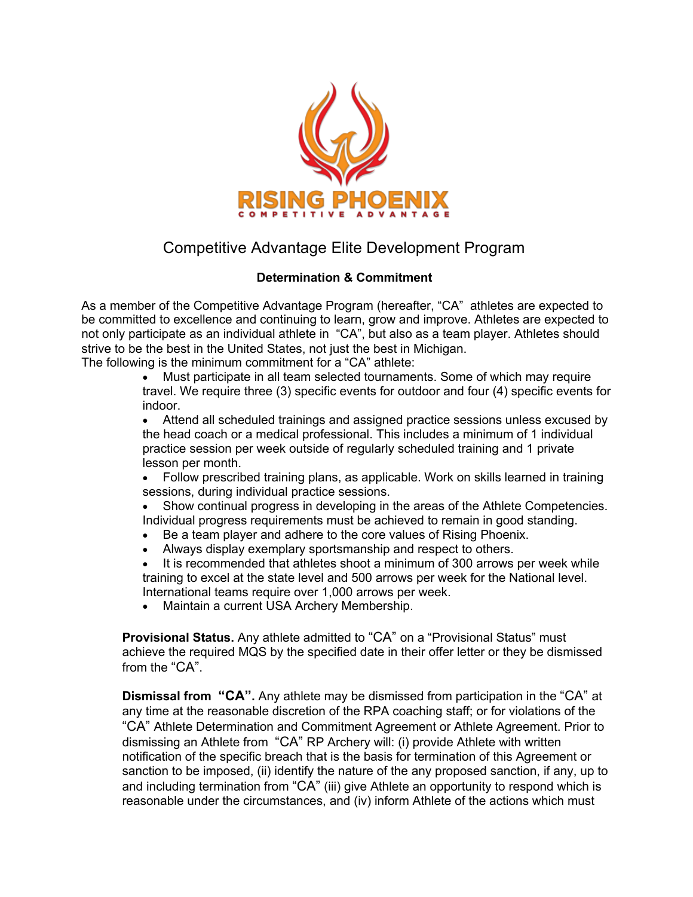RISING PHOENIX
COMPETITIVE ADVANTAGE

# Competitive Advantage Elite Development Program

**Determination & Commitment**

As a member of the Competitive Advantage Program (hereafter, "CA" athletes are expected to be committed to excellence and continuing to learn, grow and improve. Athletes are expected to not only participate as an individual athlete in "CA", but also as a team player. Athletes should strive to be the best in the United States, not just the best in Michigan.
The following is the minimum commitment for a "CA" athlete:

- Must participate in all team selected tournaments. Some of which may require travel. We require three (3) specific events for outdoor and four (4) specific events for indoor.
- Attend all scheduled trainings and assigned practice sessions unless excused by the head coach or a medical professional. This includes a minimum of 1 individual practice session per week outside of regularly scheduled training and 1 private lesson per month.
- Follow prescribed training plans, as applicable. Work on skills learned in training sessions, during individual practice sessions.
- Show continual progress in developing in the areas of the Athlete Competencies. Individual progress requirements must be achieved to remain in good standing.
- Be a team player and adhere to the core values of Rising Phoenix.
- Always display exemplary sportsmanship and respect to others.
- It is recommended that athletes shoot a minimum of 300 arrows per week while training to excel at the state level and 500 arrows per week for the National level. International teams require over 1,000 arrows per week.
- Maintain a current USA Archery Membership.

**Provisional Status.** Any athlete admitted to "CA" on a "Provisional Status" must achieve the required MQS by the specified date in their offer letter or they be dismissed from the "CA".

**Dismissal from "CA".** Any athlete may be dismissed from participation in the "CA" at any time at the reasonable discretion of the RPA coaching staff; or for violations of the "CA" Athlete Determination and Commitment Agreement or Athlete Agreement. Prior to dismissing an Athlete from "CA" RP Archery will: (i) provide Athlete with written notification of the specific breach that is the basis for termination of this Agreement or sanction to be imposed, (ii) identify the nature of the any proposed sanction, if any, up to and including termination from "CA" (iii) give Athlete an opportunity to respond which is reasonable under the circumstances, and (iv) inform Athlete of the actions which must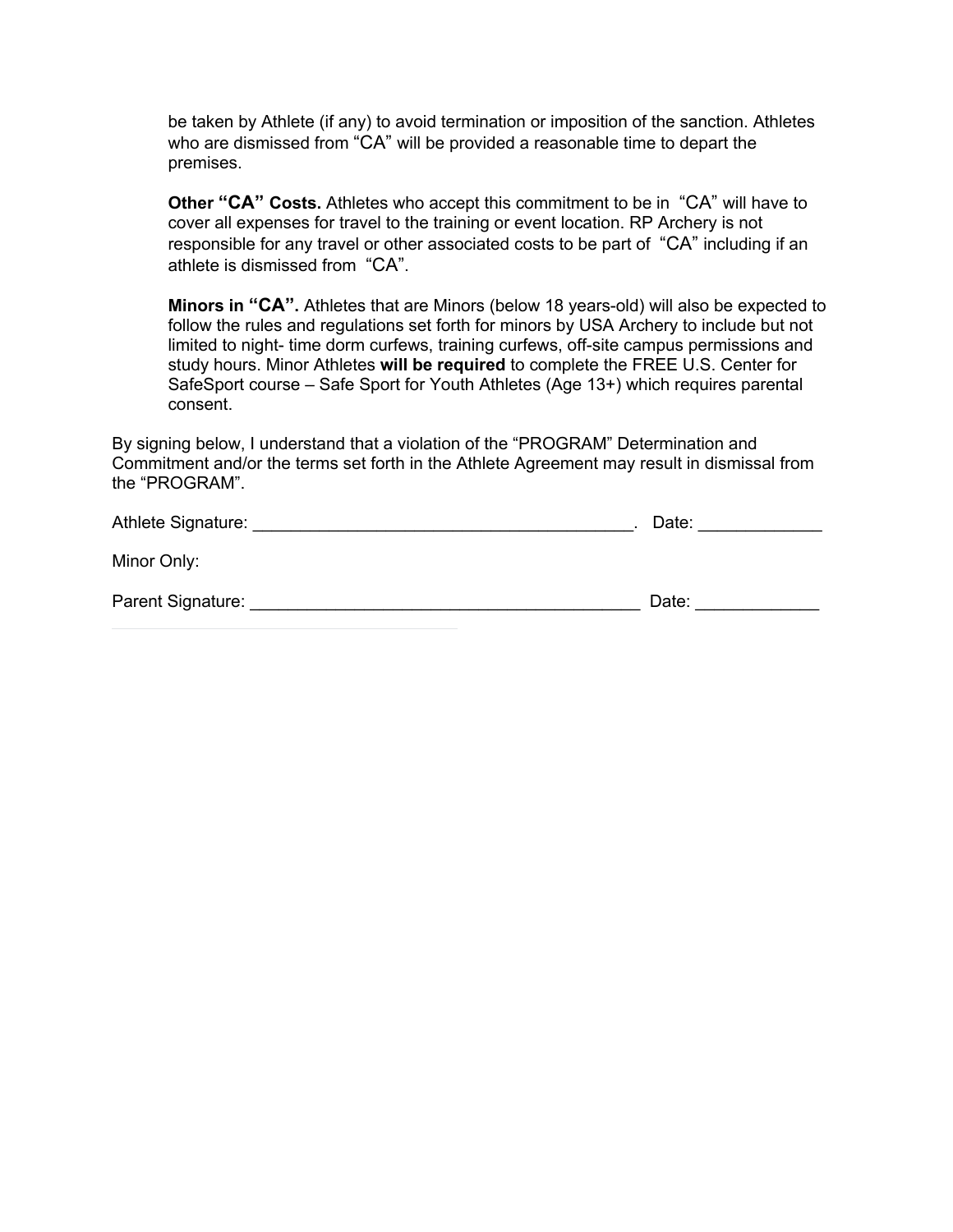be taken by Athlete (if any) to avoid termination or imposition of the sanction. Athletes who are dismissed from "CA" will be provided a reasonable time to depart the premises.

**Other "CA" Costs.** Athletes who accept this commitment to be in "CA" will have to cover all expenses for travel to the training or event location. RP Archery is not responsible for any travel or other associated costs to be part of "CA" including if an athlete is dismissed from "CA".

**Minors in "CA".** Athletes that are Minors (below 18 years-old) will also be expected to follow the rules and regulations set forth for minors by USA Archery to include but not limited to night- time dorm curfews, training curfews, off-site campus permissions and study hours. Minor Athletes **will be required** to complete the FREE U.S. Center for SafeSport course – Safe Sport for Youth Athletes (Age 13+) which requires parental consent.

By signing below, I understand that a violation of the "PROGRAM" Determination and Commitment and/or the terms set forth in the Athlete Agreement may result in dismissal from the "PROGRAM".

Athlete Signature: ________________________________________. Date: _____________

Minor Only:

Parent Signature: _________________________________________ Date: _____________